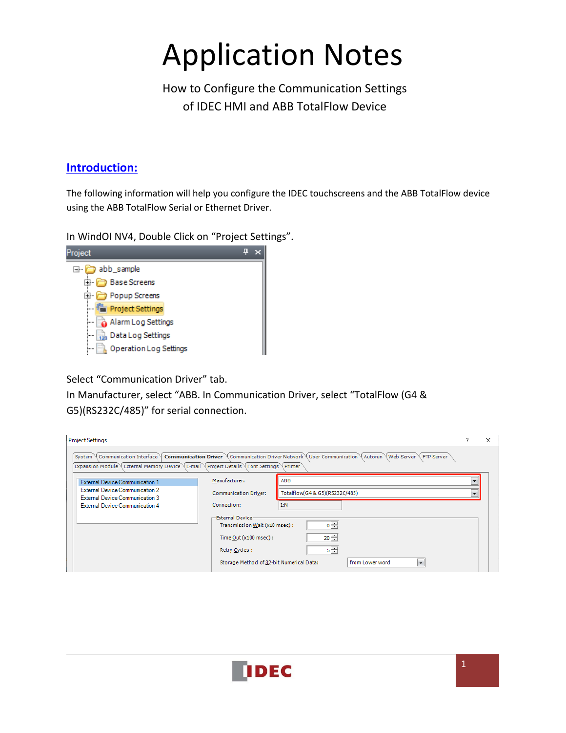# Application Notes

How to Configure the Communication Settings
of IDEC HMI and ABB TotalFlow Device

## Introduction:

The following information will help you configure the IDEC touchscreens and the ABB TotalFlow device using the ABB TotalFlow Serial or Ethernet Driver.

In WindOI NV4, Double Click on “Project Settings”.

Select “Communication Driver” tab.
In Manufacturer, select “ABB. In Communication Driver, select “TotalFlow (G4 & G5)(RS232C/485)” for serial connection.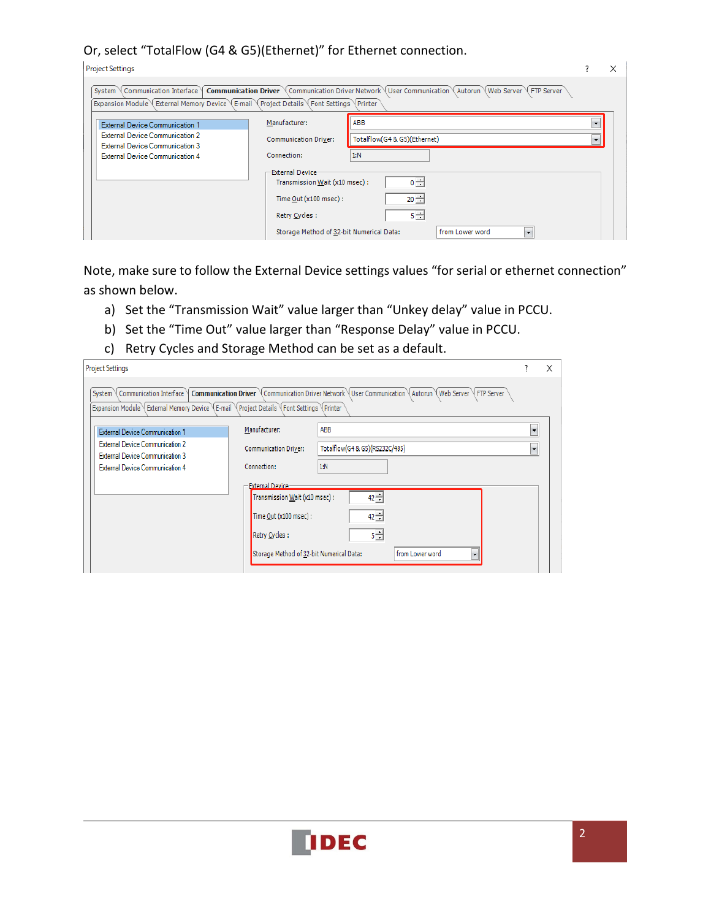Or, select “TotalFlow (G4 & G5)(Ethernet)” for Ethernet connection.

Project Settings

System | Communication Interface | Communication Driver | Communication Driver Network | User Communication | Autorun | Web Server | FTP Server
Expansion Module | External Memory Device | E-mail | Project Details | Font Settings | Printer

- External Device Communication 1
- External Device Communication 2
- External Device Communication 3
- External Device Communication 4

Manufacturer: ABB

Communication Driver: Totalflow(G4 & G5)(Ethernet)

Connection: 1:N

External Device

- Transmission Wait (x10 msec): 0
- Time Out (x100 msec): 20
- Retry Cycles: 5
- Storage Method of 32-bit Numerical Data: from Lower word

Note, make sure to follow the External Device settings values “for serial or ethernet connection” as shown below.

a) Set the “Transmission Wait” value larger than “Unkey delay” value in PCCU.
b) Set the “Time Out” value larger than “Response Delay” value in PCCU.
c) Retry Cycles and Storage Method can be set as a default.

Project Settings

System | Communication Interface | Communication Driver | Communication Driver Network | User Communication | Autorun | Web Server | FTP Server
Expansion Module | External Memory Device | E-mail | Project Details | Font Settings | Printer

- External Device Communication 1
- External Device Communication 2
- External Device Communication 3
- External Device Communication 4

Manufacturer: ABB

Communication Driver: Totalflow(G4 & G5)(RS232C/485)

Connection: 1:N

External Device

- Transmission Wait (x10 msec): 42
- Time Out (x100 msec): 42
- Retry Cycles: 5
- Storage Method of 32-bit Numerical Data: from Lower word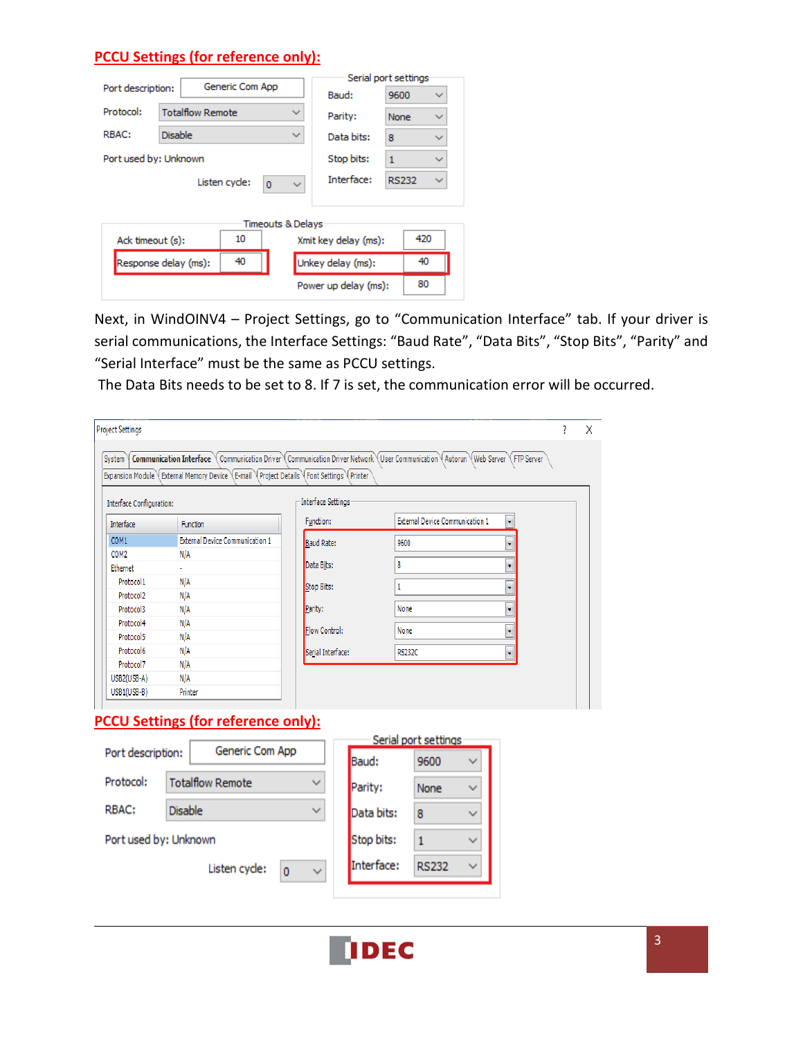**PCCU Settings (for reference only):**

Port description: Generic Com App

Protocol: Totalflow Remote

RBAC: Disable

Port used by: Unknown

Listen cycle: 0

Serial port settings

| Setting | Value |
|---|---|
| Baud: | 9600 |
| Parity: | None |
| Data bits: | 8 |
| Stop bits: | 1 |
| Interface: | RS232 |

Timeouts & Delays

| Setting | Value | Setting | Value |
|---|---|---|---|
| Ack timeout (s): | 10 | Xmit key delay (ms): | 420 |
| Response delay (ms): | 40 | Unkey delay (ms): | 40 |
| | | Power up delay (ms): | 80 |

Next, in WindOINV4 – Project Settings, go to "Communication Interface" tab. If your driver is serial communications, the Interface Settings: "Baud Rate", "Data Bits", "Stop Bits", "Parity" and "Serial Interface" must be the same as PCCU settings.

The Data Bits needs to be set to 8. If 7 is set, the communication error will be occurred.

Project Settings

Tabs: System | Communication Interface | Communication Driver | Communication Driver Network | User Communication | Autorun | Web Server | FTP Server | Expansion Module | External Memory Device | E-mail | Project Details | Font Settings | Printer

Interface Configuration:

| Interface | Function |
|---|---|
| COM1 | External Device Communication 1 |
| COM2 | N/A |
| Ethernet | - |
| Protocol1 | N/A |
| Protocol2 | N/A |
| Protocol3 | N/A |
| Protocol4 | N/A |
| Protocol5 | N/A |
| Protocol6 | N/A |
| Protocol7 | N/A |
| USB2(USB-A) | N/A |
| USB1(USB-B) | Printer |

Interface Settings

| Setting | Value |
|---|---|
| Function: | External Device Communication 1 |
| Baud Rate: | 9600 |
| Data Bits: | 8 |
| Stop Bits: | 1 |
| Parity: | None |
| Flow Control: | None |
| Serial Interface: | RS232C |

**PCCU Settings (for reference only):**

Port description: Generic Com App

Protocol: Totalflow Remote

RBAC: Disable

Port used by: Unknown

Listen cycle: 0

Serial port settings

| Setting | Value |
|---|---|
| Baud: | 9600 |
| Parity: | None |
| Data bits: | 8 |
| Stop bits: | 1 |
| Interface: | RS232 |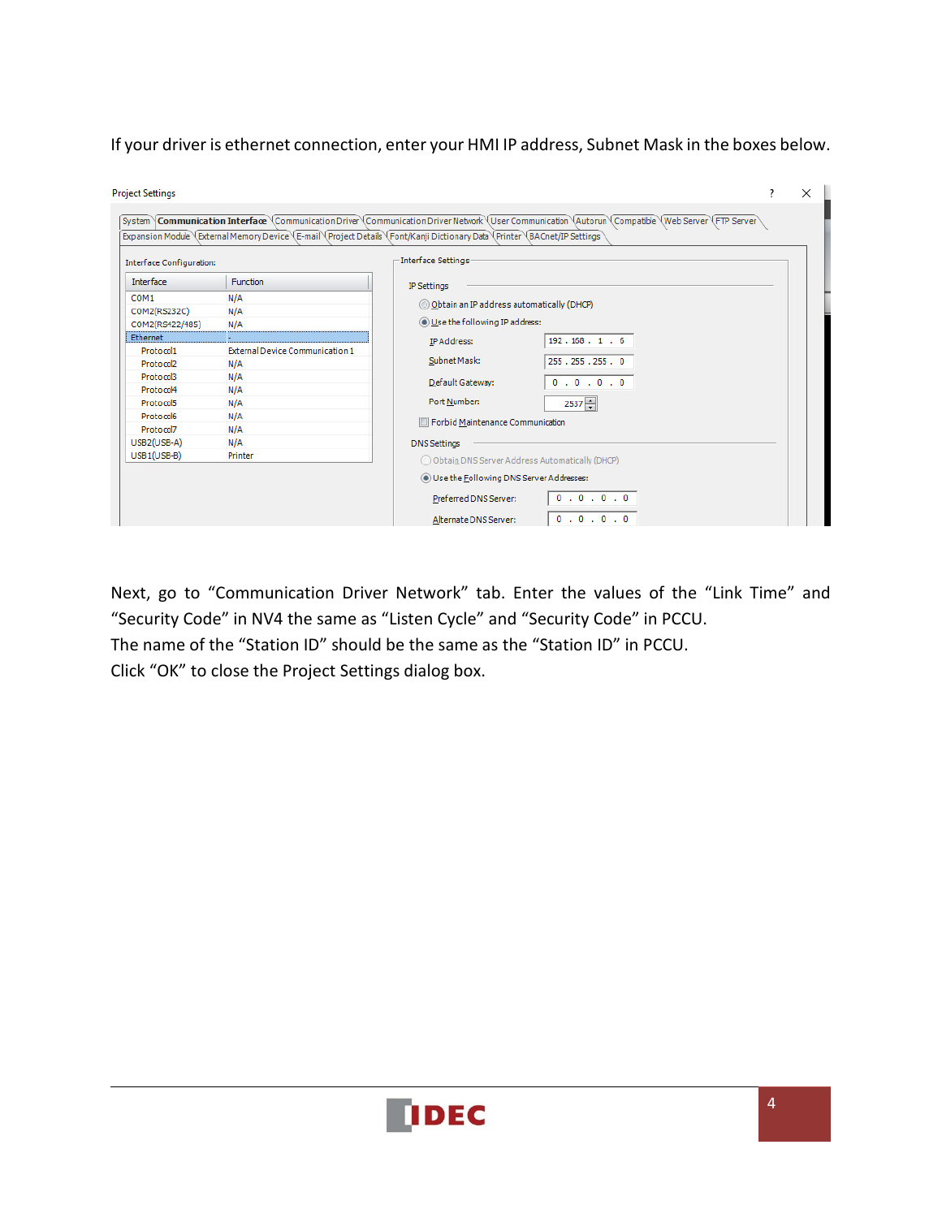If your driver is ethernet connection, enter your HMI IP address, Subnet Mask in the boxes below.

Project Settings

System | **Communication Interface** | Communication Driver | Communication Driver Network | User Communication | Autorun | Compatible | Web Server | FTP Server | Expansion Module | External Memory Device | E-mail | Project Details | Font/Kanji Dictionary Data | Printer | BACnet/IP Settings

Interface Configuration:

| Interface | Function |
|---|---|
| COM1 | N/A |
| COM2(RS232C) | N/A |
| COM2(RS422/485) | N/A |
| Ethernet | - |
| Protocol1 | External Device Communication 1 |
| Protocol2 | N/A |
| Protocol3 | N/A |
| Protocol4 | N/A |
| Protocol5 | N/A |
| Protocol6 | N/A |
| Protocol7 | N/A |
| USB2(USB-A) | N/A |
| USB1(USB-B) | Printer |

Interface Settings

IP Settings

- Obtain an IP address automatically (DHCP)
- Use the following IP address:
  - IP Address: 192 . 168 . 1 . 6
  - Subnet Mask: 255 . 255 . 255 . 0
  - Default Gateway: 0 . 0 . 0 . 0
  - Port Number: 2537
- Forbid Maintenance Communication

DNS Settings

- Obtain DNS Server Address Automatically (DHCP)
- Use the Following DNS Server Addresses:
  - Preferred DNS Server: 0 . 0 . 0 . 0
  - Alternate DNS Server: 0 . 0 . 0 . 0

Next, go to "Communication Driver Network" tab. Enter the values of the "Link Time" and "Security Code" in NV4 the same as "Listen Cycle" and "Security Code" in PCCU.
The name of the "Station ID" should be the same as the "Station ID" in PCCU.
Click "OK" to close the Project Settings dialog box.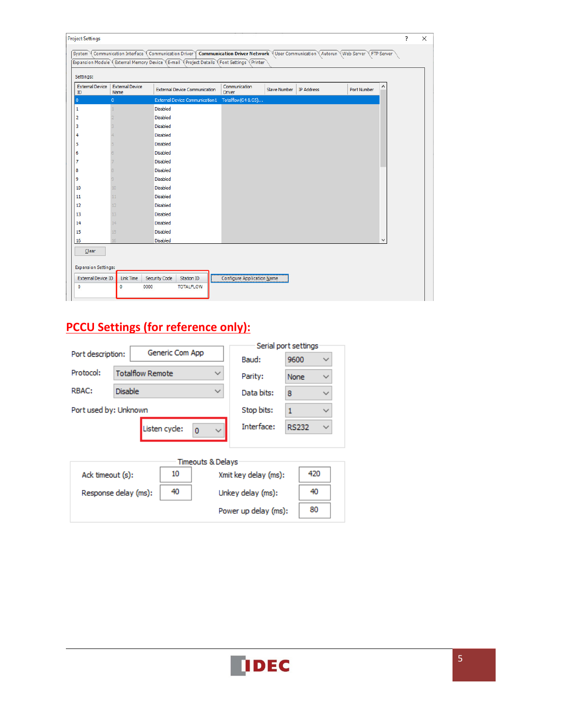Project Settings

System | Communication Interface | Communication Driver | **Communication Driver Network** | User Communication | Autorun | Web Server | FTP Server
Expansion Module | External Memory Device | E-mail | Project Details | Font Settings | Printer

Settings:

| External Device ID | External Device Name | External Device Communication | Communication Driver | Slave Number | IP Address | Port Number |
|---|---|---|---|---|---|---|
| 0 | 0 | External Device Communication 1 | Totalflow(G4 & G5)... | | | |
| 1 | 1 | Disabled | | | | |
| 2 | 2 | Disabled | | | | |
| 3 | 3 | Disabled | | | | |
| 4 | 4 | Disabled | | | | |
| 5 | 5 | Disabled | | | | |
| 6 | 6 | Disabled | | | | |
| 7 | 7 | Disabled | | | | |
| 8 | 8 | Disabled | | | | |
| 9 | 9 | Disabled | | | | |
| 10 | 10 | Disabled | | | | |
| 11 | 11 | Disabled | | | | |
| 12 | 12 | Disabled | | | | |
| 13 | 13 | Disabled | | | | |
| 14 | 14 | Disabled | | | | |
| 15 | 15 | Disabled | | | | |
| 16 | 16 | Disabled | | | | |

Clear

Expansion Settings:

| External Device ID | Link Time | Security Code | Station ID |
|---|---|---|---|
| 0 | 0 | 0000 | TOTALFLOW |

Configure Application Name

## PCCU Settings (for reference only):

Port description: Generic Com App

Protocol: Totalflow Remote

RBAC: Disable

Port used by: Unknown

Listen cycle: 0

**Serial port settings**

| Setting | Value |
|---|---|
| Baud: | 9600 |
| Parity: | None |
| Data bits: | 8 |
| Stop bits: | 1 |
| Interface: | RS232 |

**Timeouts & Delays**

| Setting | Value |
|---|---|
| Ack timeout (s): | 10 |
| Response delay (ms): | 40 |
| Xmit key delay (ms): | 420 |
| Unkey delay (ms): | 40 |
| Power up delay (ms): | 80 |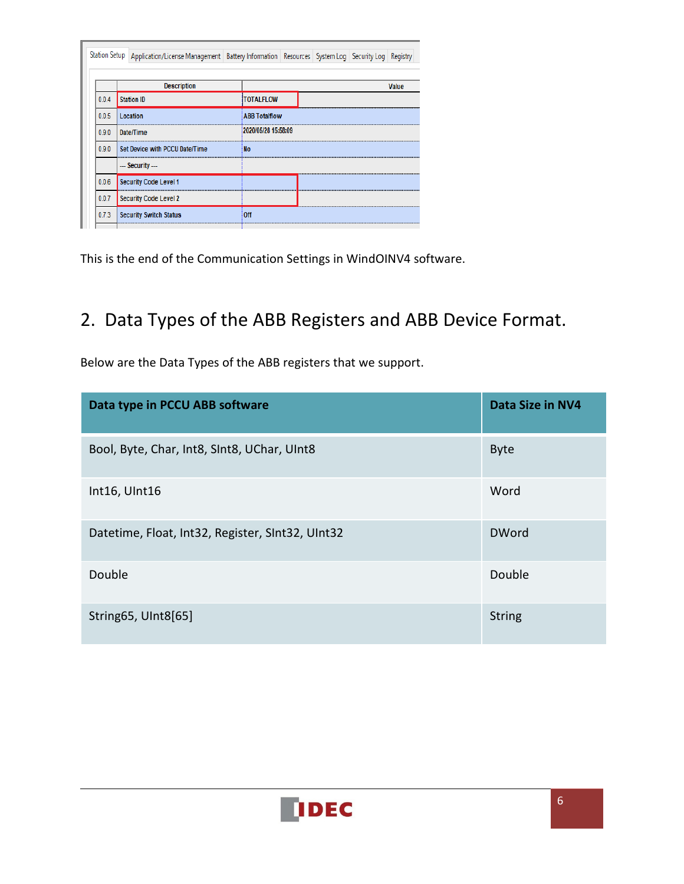This is the end of the Communication Settings in WindOINV4 software.

## 2. Data Types of the ABB Registers and ABB Device Format.

Below are the Data Types of the ABB registers that we support.

| Data type in PCCU ABB software | Data Size in NV4 |
| --- | --- |
| Bool, Byte, Char, Int8, SInt8, UChar, UInt8 | Byte |
| Int16, UInt16 | Word |
| Datetime, Float, Int32, Register, SInt32, UInt32 | DWord |
| Double | Double |
| String65, UInt8[65] | String |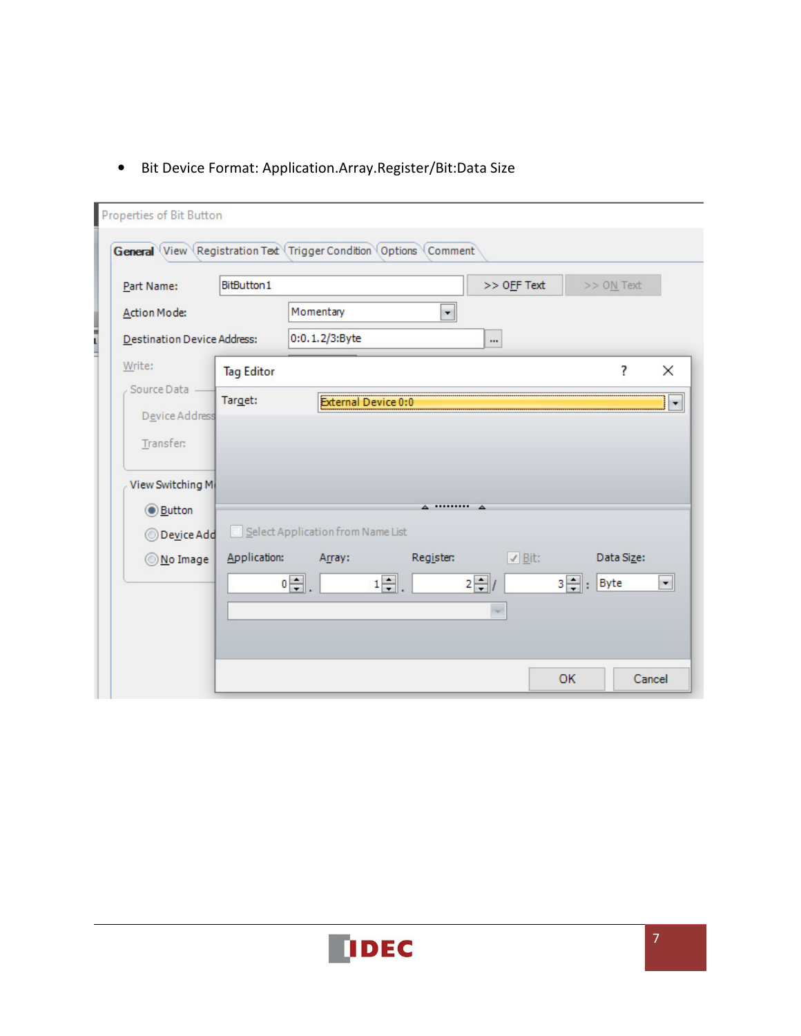- Bit Device Format: Application.Array.Register/Bit:Data Size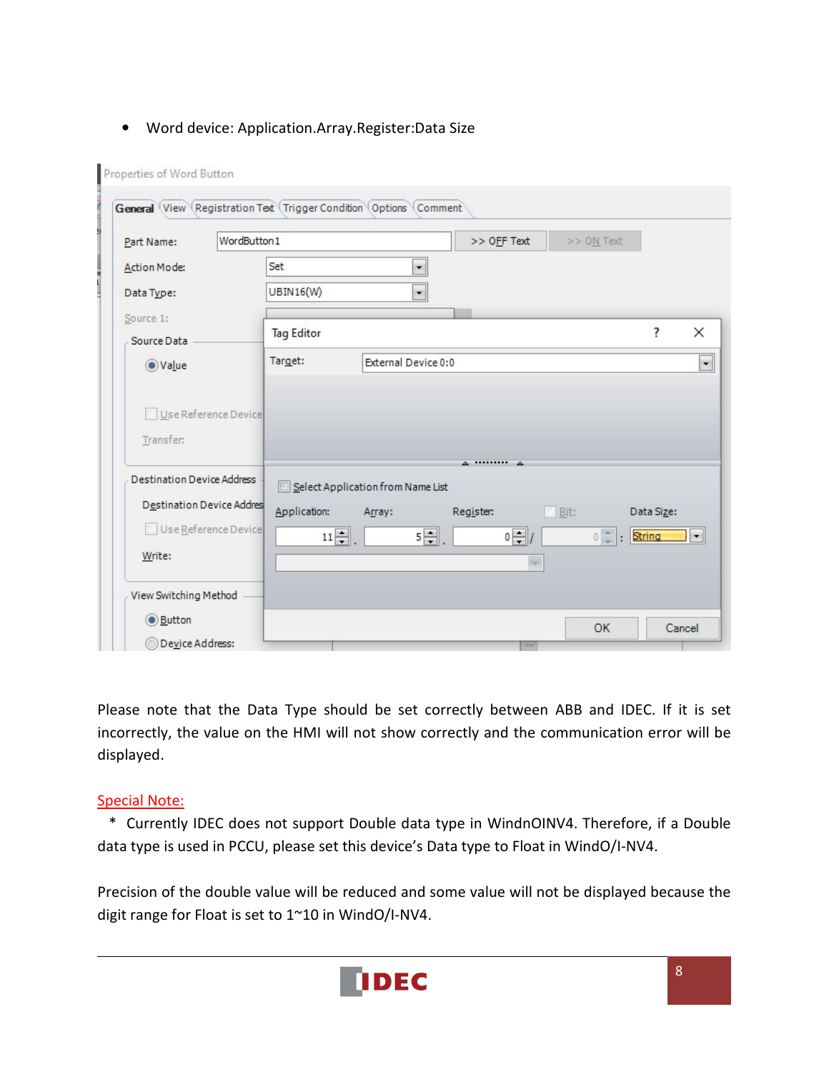- Word device: Application.Array.Register:Data Size

Please note that the Data Type should be set correctly between ABB and IDEC. If it is set incorrectly, the value on the HMI will not show correctly and the communication error will be displayed.

Special Note:

\* Currently IDEC does not support Double data type in WindnOINV4. Therefore, if a Double data type is used in PCCU, please set this device's Data type to Float in WindO/I-NV4.

Precision of the double value will be reduced and some value will not be displayed because the digit range for Float is set to 1~10 in WindO/I-NV4.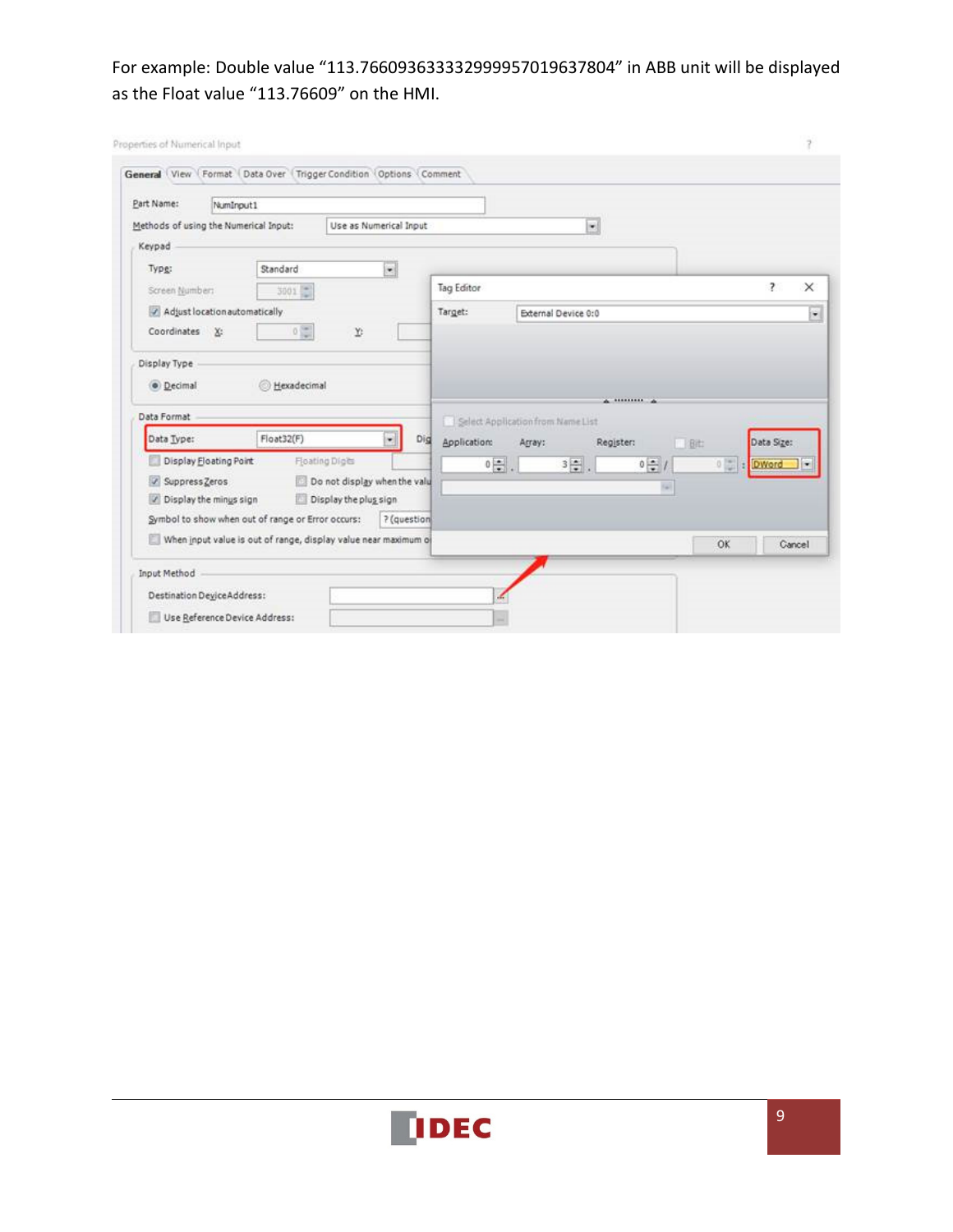For example: Double value “113.766093633332999957019637804” in ABB unit will be displayed as the Float value “113.76609” on the HMI.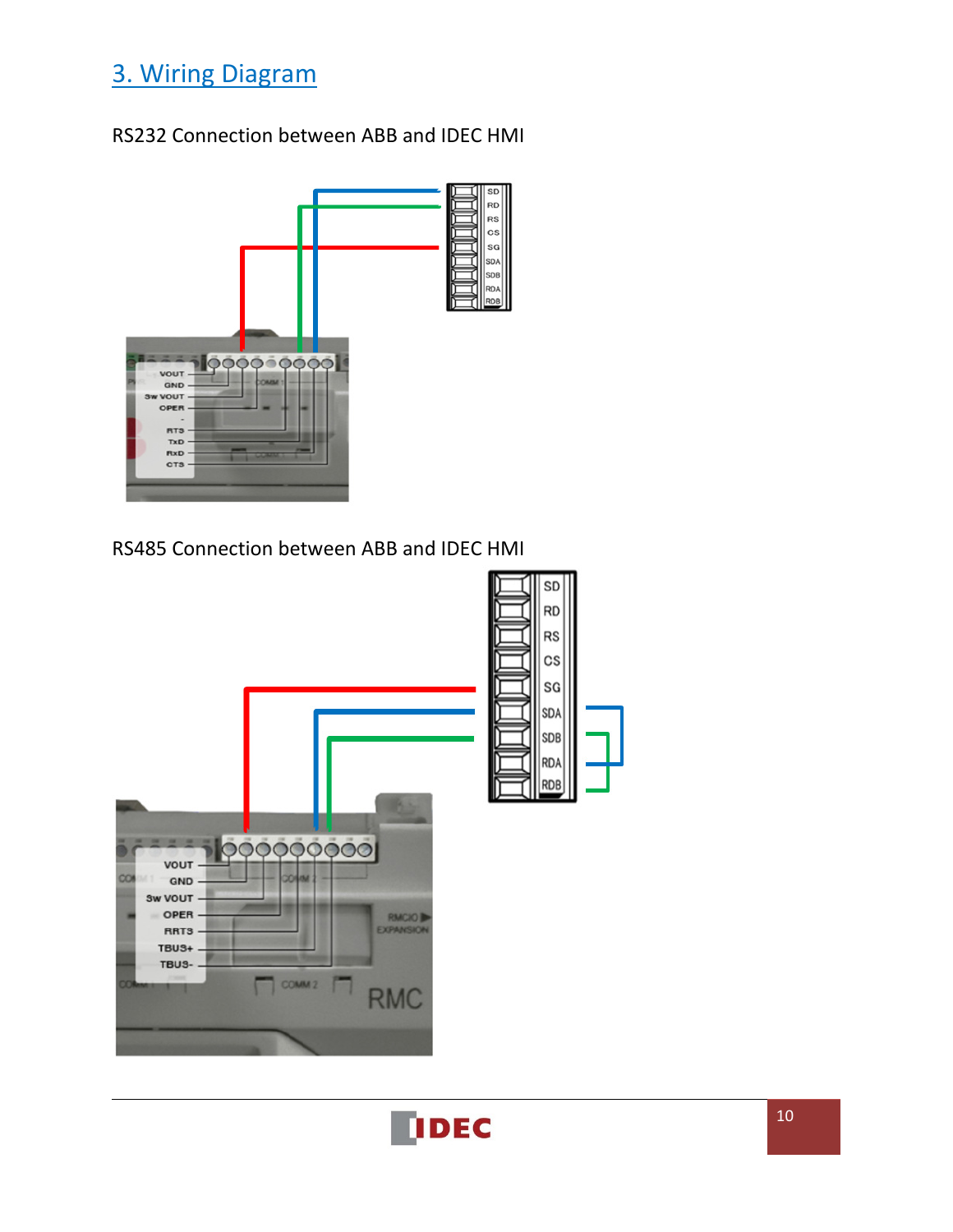## 3. Wiring Diagram

RS232 Connection between ABB and IDEC HMI

RS485 Connection between ABB and IDEC HMI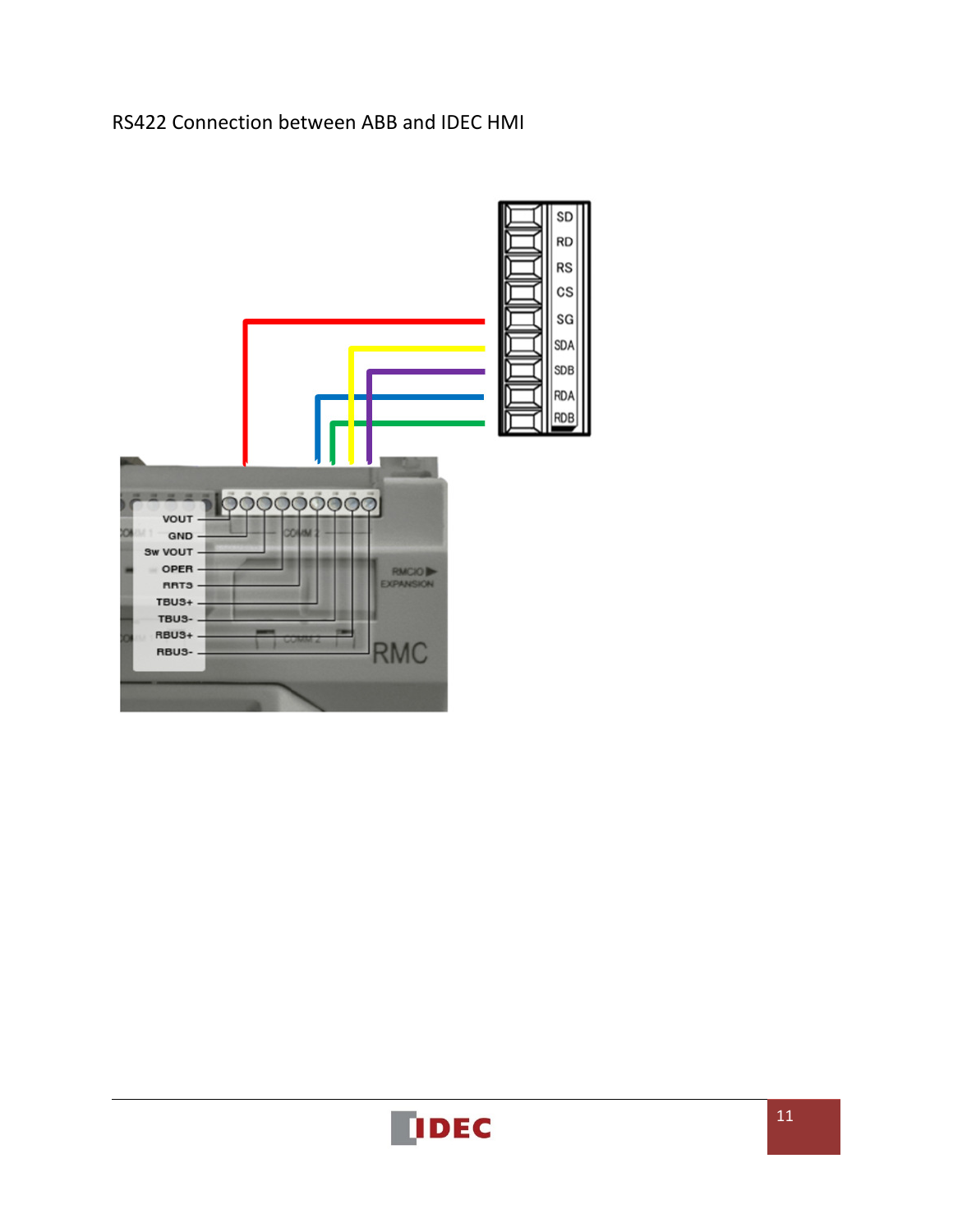RS422 Connection between ABB and IDEC HMI

SD
RD
RS
CS
SG
SDA
SDB
RDA
RDB

VOUT
GND
Sw VOUT
OPER
RRTS
TBUS+
TBUS-
RBUS+
RBUS-

RMCIO ▶
EXPANSION
RMC